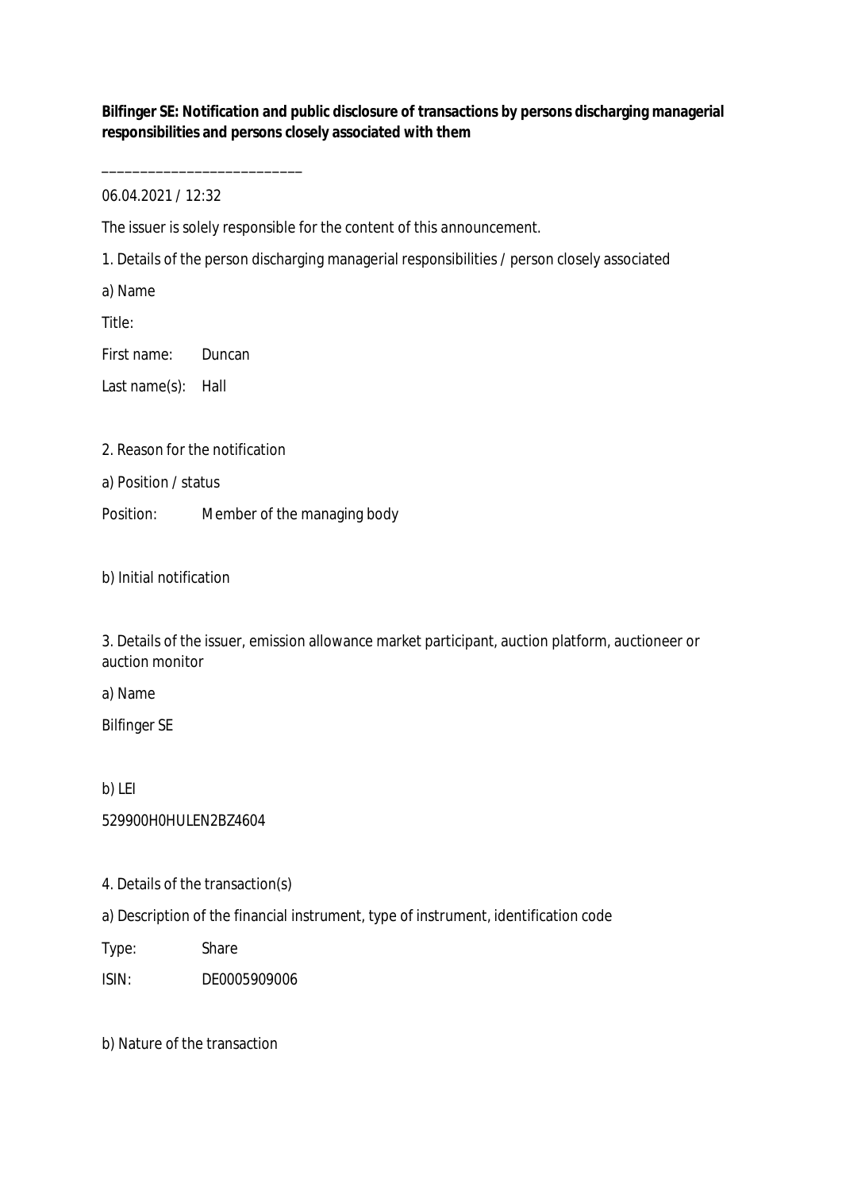**Bilfinger SE: Notification and public disclosure of transactions by persons discharging managerial responsibilities and persons closely associated with them**

___________________________

06.04.2021 / 12:32

The issuer is solely responsible for the content of this announcement.

1. Details of the person discharging managerial responsibilities / person closely associated

a) Name

Title:

First name: Duncan

Last name(s): Hall

2. Reason for the notification

a) Position / status

Position: Member of the managing body

b) Initial notification

3. Details of the issuer, emission allowance market participant, auction platform, auctioneer or auction monitor

a) Name

Bilfinger SE

b) LEI

529900H0HULEN2BZ4604

4. Details of the transaction(s)

a) Description of the financial instrument, type of instrument, identification code

Type: Share

ISIN: DE0005909006

b) Nature of the transaction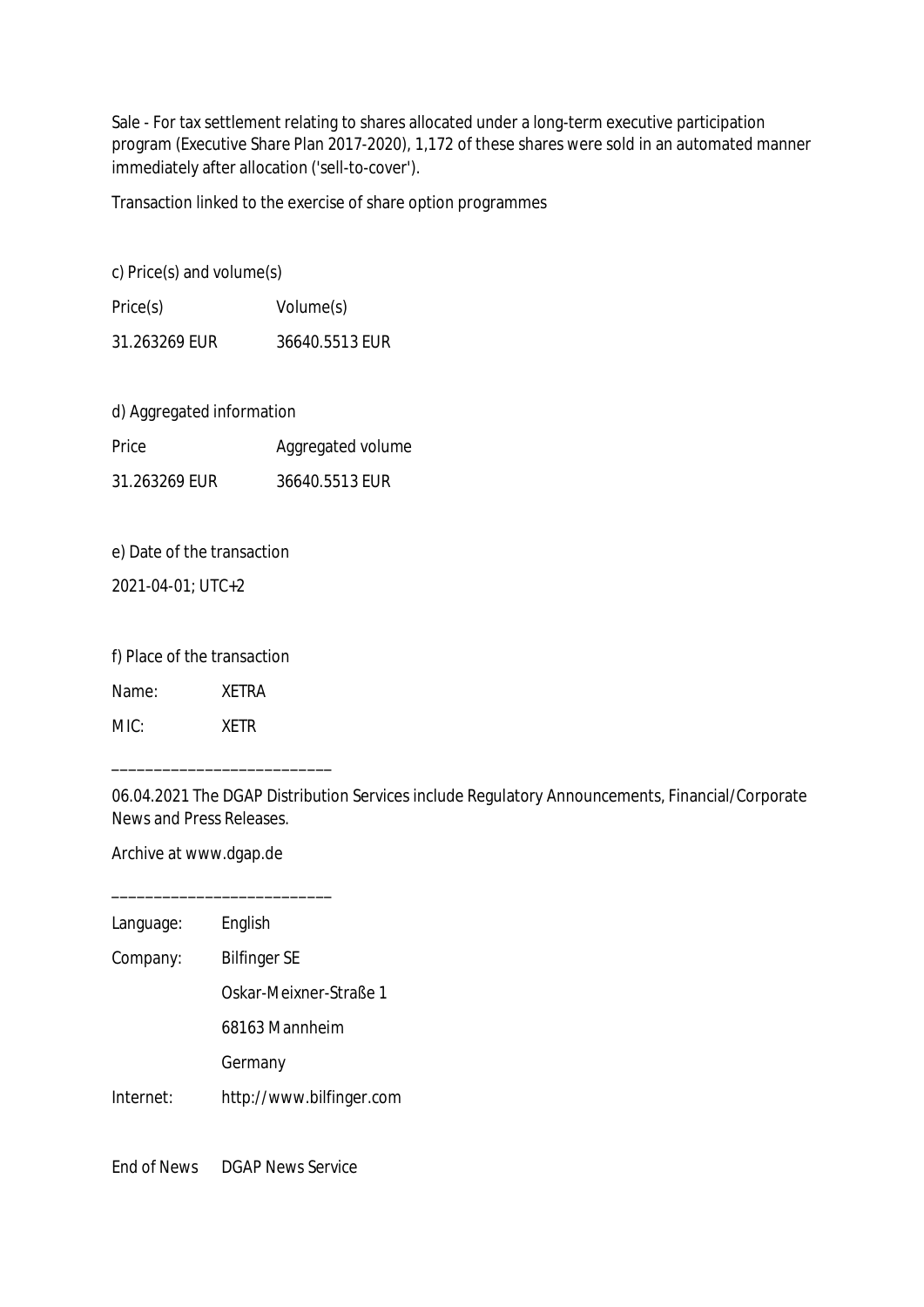Sale - For tax settlement relating to shares allocated under a long-term executive participation program (Executive Share Plan 2017-2020), 1,172 of these shares were sold in an automated manner immediately after allocation ('sell-to-cover').

Transaction linked to the exercise of share option programmes

c) Price(s) and volume(s)

| Price(s) | Volume(s) |
|---|---|
| 31.263269 EUR | 36640.5513 EUR |

d) Aggregated information

| Price | Aggregated volume |
|---|---|
| 31.263269 EUR | 36640.5513 EUR |

e) Date of the transaction

2021-04-01; UTC+2

f) Place of the transaction

| Name: | XETRA |
|---|---|
| MIC: | XETR |

______________________________

06.04.2021 The DGAP Distribution Services include Regulatory Announcements, Financial/Corporate News and Press Releases.

Archive at www.dgap.de

______________________________

| Language: | English |
|---|---|
| Company: | Bilfinger SE |
| | Oskar-Meixner-Straße 1 |
| | 68163 Mannheim |
| | Germany |
| Internet: | http://www.bilfinger.com |

End of News DGAP News Service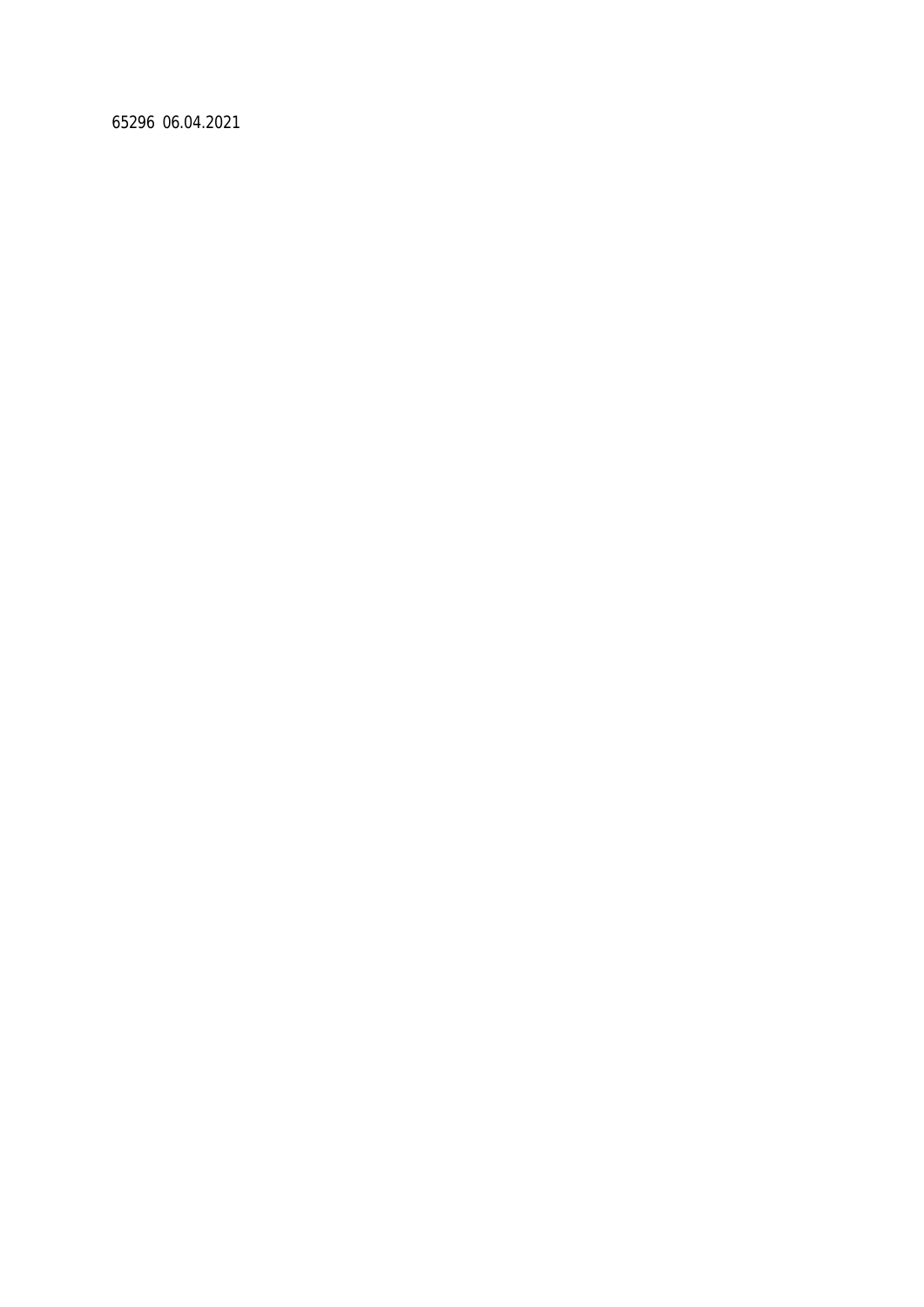65296 06.04.2021